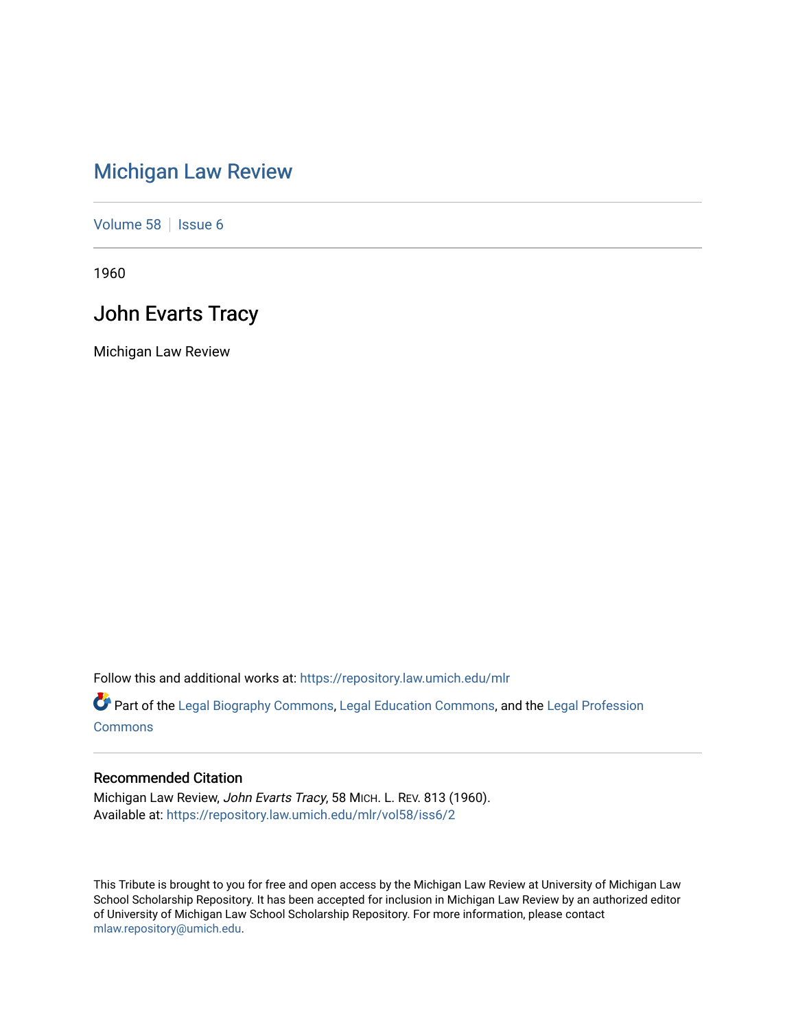# Michigan Law Review

Volume 58 | Issue 6

1960

## John Evarts Tracy

Michigan Law Review

Follow this and additional works at: https://repository.law.umich.edu/mlr

Part of the Legal Biography Commons, Legal Education Commons, and the Legal Profession Commons

### Recommended Citation

Michigan Law Review, *John Evarts Tracy*, 58 MICH. L. REV. 813 (1960).
Available at: https://repository.law.umich.edu/mlr/vol58/iss6/2

This Tribute is brought to you for free and open access by the Michigan Law Review at University of Michigan Law School Scholarship Repository. It has been accepted for inclusion in Michigan Law Review by an authorized editor of University of Michigan Law School Scholarship Repository. For more information, please contact mlaw.repository@umich.edu.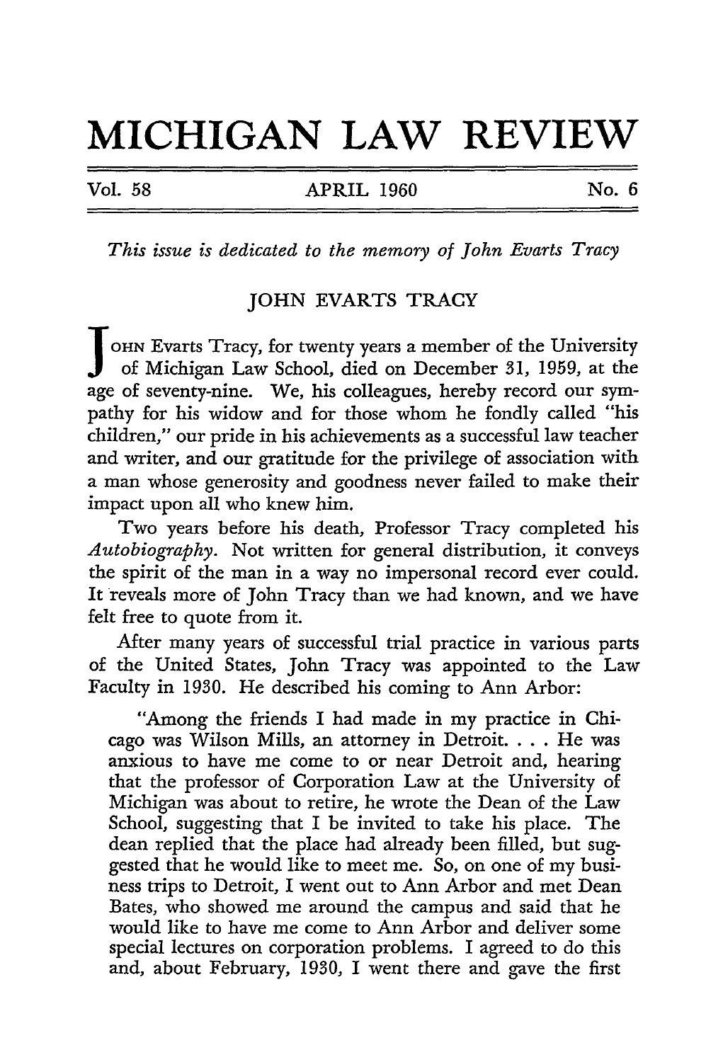# MICHIGAN LAW REVIEW

*This issue is dedicated to the memory of John Evarts Tracy*

## JOHN EVARTS TRACY

JOHN Evarts Tracy, for twenty years a member of the University of Michigan Law School, died on December 31, 1959, at the age of seventy-nine. We, his colleagues, hereby record our sympathy for his widow and for those whom he fondly called "his children," our pride in his achievements as a successful law teacher and writer, and our gratitude for the privilege of association with a man whose generosity and goodness never failed to make their impact upon all who knew him.

Two years before his death, Professor Tracy completed his *Autobiography*. Not written for general distribution, it conveys the spirit of the man in a way no impersonal record ever could. It reveals more of John Tracy than we had known, and we have felt free to quote from it.

After many years of successful trial practice in various parts of the United States, John Tracy was appointed to the Law Faculty in 1930. He described his coming to Ann Arbor:

> "Among the friends I had made in my practice in Chicago was Wilson Mills, an attorney in Detroit. . . . He was anxious to have me come to or near Detroit and, hearing that the professor of Corporation Law at the University of Michigan was about to retire, he wrote the Dean of the Law School, suggesting that I be invited to take his place. The dean replied that the place had already been filled, but suggested that he would like to meet me. So, on one of my business trips to Detroit, I went out to Ann Arbor and met Dean Bates, who showed me around the campus and said that he would like to have me come to Ann Arbor and deliver some special lectures on corporation problems. I agreed to do this and, about February, 1930, I went there and gave the first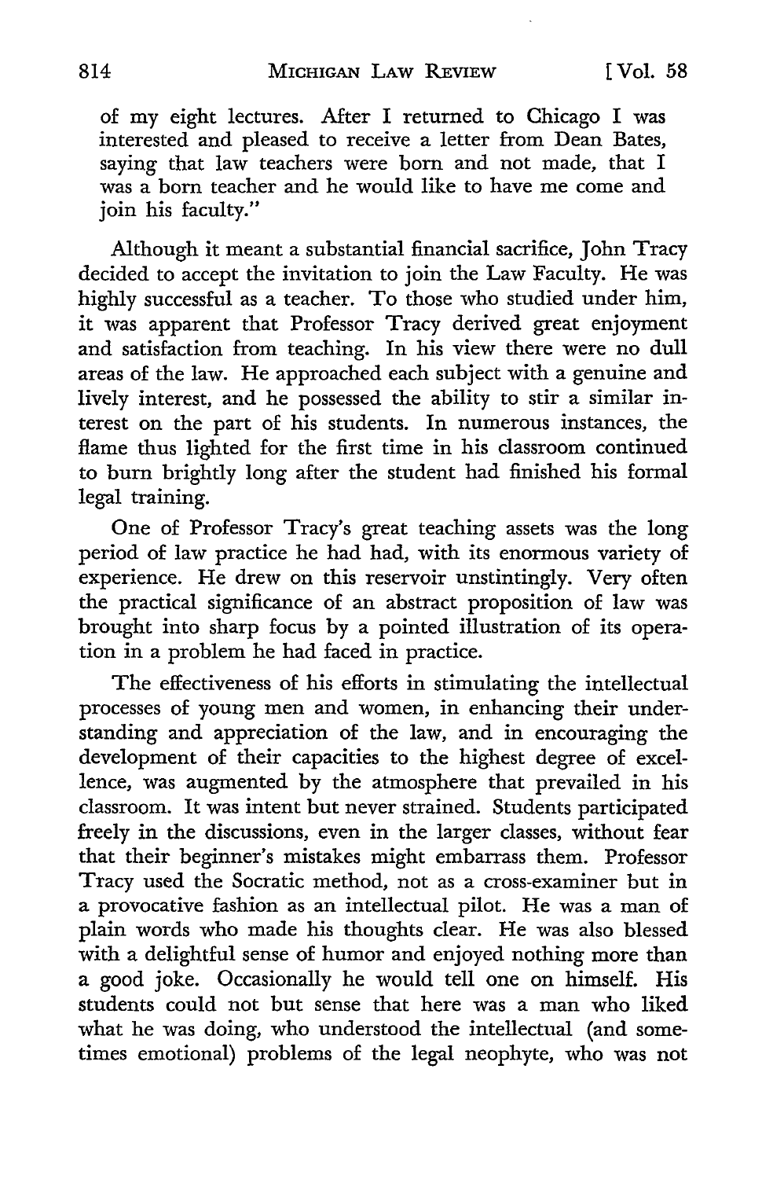of my eight lectures. After I returned to Chicago I was interested and pleased to receive a letter from Dean Bates, saying that law teachers were born and not made, that I was a born teacher and he would like to have me come and join his faculty."

Although it meant a substantial financial sacrifice, John Tracy decided to accept the invitation to join the Law Faculty. He was highly successful as a teacher. To those who studied under him, it was apparent that Professor Tracy derived great enjoyment and satisfaction from teaching. In his view there were no dull areas of the law. He approached each subject with a genuine and lively interest, and he possessed the ability to stir a similar interest on the part of his students. In numerous instances, the flame thus lighted for the first time in his classroom continued to burn brightly long after the student had finished his formal legal training.

One of Professor Tracy's great teaching assets was the long period of law practice he had had, with its enormous variety of experience. He drew on this reservoir unstintingly. Very often the practical significance of an abstract proposition of law was brought into sharp focus by a pointed illustration of its operation in a problem he had faced in practice.

The effectiveness of his efforts in stimulating the intellectual processes of young men and women, in enhancing their understanding and appreciation of the law, and in encouraging the development of their capacities to the highest degree of excellence, was augmented by the atmosphere that prevailed in his classroom. It was intent but never strained. Students participated freely in the discussions, even in the larger classes, without fear that their beginner's mistakes might embarrass them. Professor Tracy used the Socratic method, not as a cross-examiner but in a provocative fashion as an intellectual pilot. He was a man of plain words who made his thoughts clear. He was also blessed with a delightful sense of humor and enjoyed nothing more than a good joke. Occasionally he would tell one on himself. His students could not but sense that here was a man who liked what he was doing, who understood the intellectual (and sometimes emotional) problems of the legal neophyte, who was not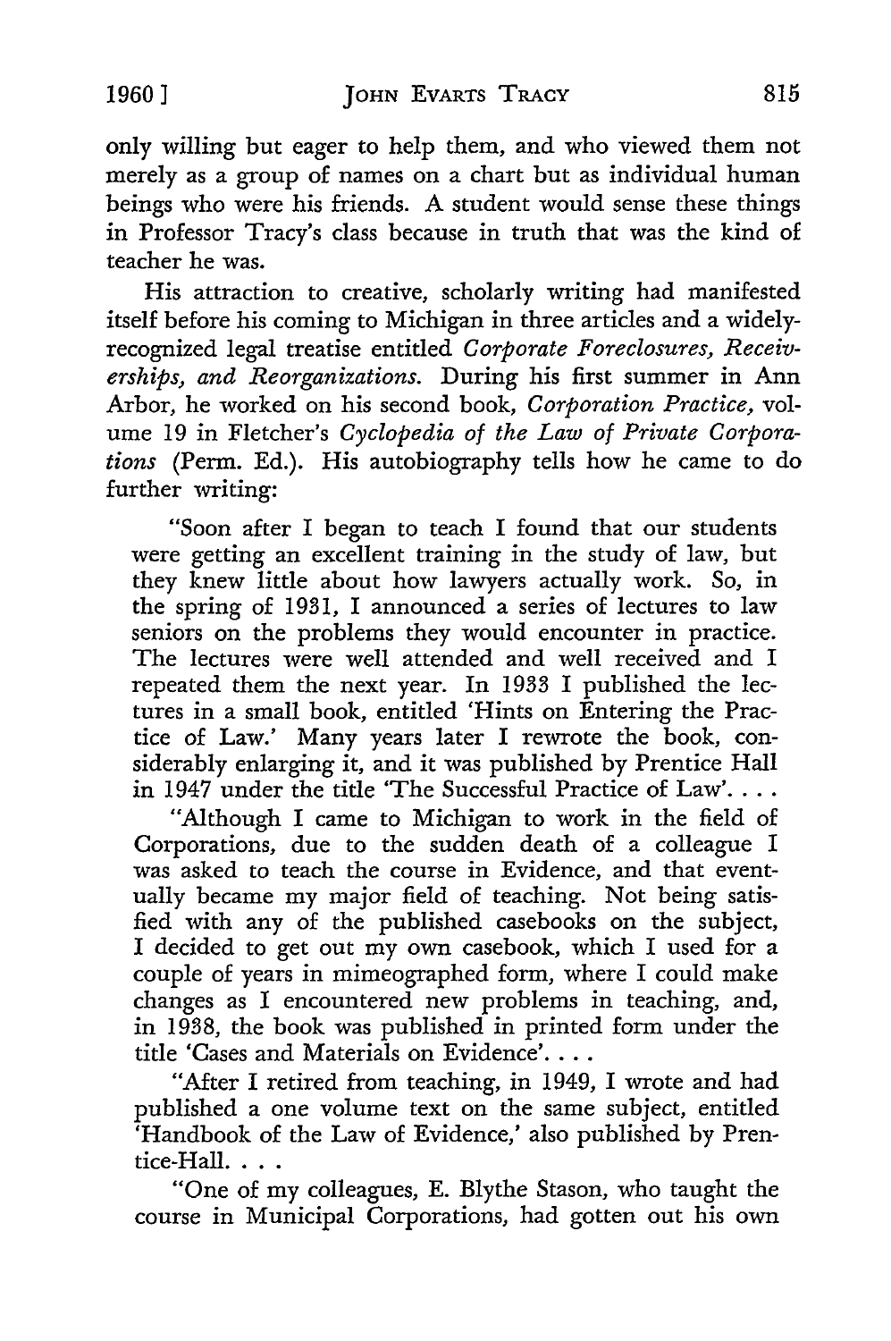only willing but eager to help them, and who viewed them not merely as a group of names on a chart but as individual human beings who were his friends. A student would sense these things in Professor Tracy's class because in truth that was the kind of teacher he was.

His attraction to creative, scholarly writing had manifested itself before his coming to Michigan in three articles and a widely-recognized legal treatise entitled *Corporate Foreclosures, Receiverships, and Reorganizations.* During his first summer in Ann Arbor, he worked on his second book, *Corporation Practice,* volume 19 in Fletcher's *Cyclopedia of the Law of Private Corporations* (Perm. Ed.). His autobiography tells how he came to do further writing:

> "Soon after I began to teach I found that our students were getting an excellent training in the study of law, but they knew little about how lawyers actually work. So, in the spring of 1931, I announced a series of lectures to law seniors on the problems they would encounter in practice. The lectures were well attended and well received and I repeated them the next year. In 1933 I published the lectures in a small book, entitled 'Hints on Entering the Practice of Law.' Many years later I rewrote the book, considerably enlarging it, and it was published by Prentice Hall in 1947 under the title 'The Successful Practice of Law'. . . .
>
> "Although I came to Michigan to work in the field of Corporations, due to the sudden death of a colleague I was asked to teach the course in Evidence, and that eventually became my major field of teaching. Not being satisfied with any of the published casebooks on the subject, I decided to get out my own casebook, which I used for a couple of years in mimeographed form, where I could make changes as I encountered new problems in teaching, and, in 1938, the book was published in printed form under the title 'Cases and Materials on Evidence'. . . .
>
> "After I retired from teaching, in 1949, I wrote and had published a one volume text on the same subject, entitled 'Handbook of the Law of Evidence,' also published by Prentice-Hall. . . .
>
> "One of my colleagues, E. Blythe Stason, who taught the course in Municipal Corporations, had gotten out his own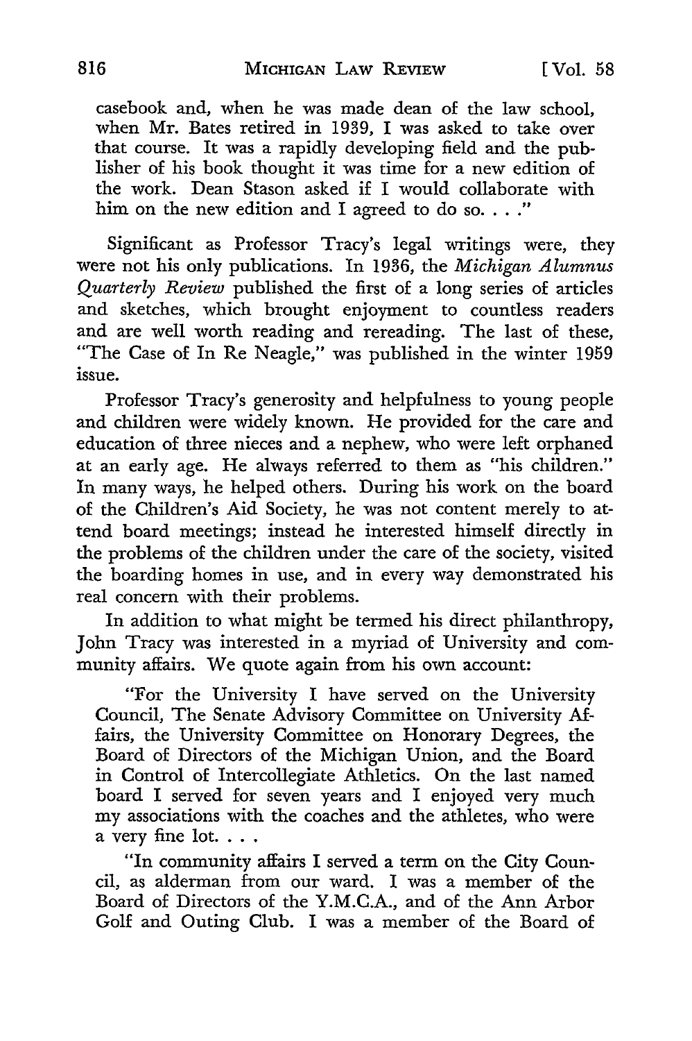casebook and, when he was made dean of the law school, when Mr. Bates retired in 1939, I was asked to take over that course. It was a rapidly developing field and the publisher of his book thought it was time for a new edition of the work. Dean Stason asked if I would collaborate with him on the new edition and I agreed to do so. . . ."

Significant as Professor Tracy's legal writings were, they were not his only publications. In 1936, the *Michigan Alumnus Quarterly Review* published the first of a long series of articles and sketches, which brought enjoyment to countless readers and are well worth reading and rereading. The last of these, "The Case of In Re Neagle," was published in the winter 1959 issue.

Professor Tracy's generosity and helpfulness to young people and children were widely known. He provided for the care and education of three nieces and a nephew, who were left orphaned at an early age. He always referred to them as "his children." In many ways, he helped others. During his work on the board of the Children's Aid Society, he was not content merely to attend board meetings; instead he interested himself directly in the problems of the children under the care of the society, visited the boarding homes in use, and in every way demonstrated his real concern with their problems.

In addition to what might be termed his direct philanthropy, John Tracy was interested in a myriad of University and community affairs. We quote again from his own account:

"For the University I have served on the University Council, The Senate Advisory Committee on University Affairs, the University Committee on Honorary Degrees, the Board of Directors of the Michigan Union, and the Board in Control of Intercollegiate Athletics. On the last named board I served for seven years and I enjoyed very much my associations with the coaches and the athletes, who were a very fine lot. . . .

"In community affairs I served a term on the City Council, as alderman from our ward. I was a member of the Board of Directors of the Y.M.C.A., and of the Ann Arbor Golf and Outing Club. I was a member of the Board of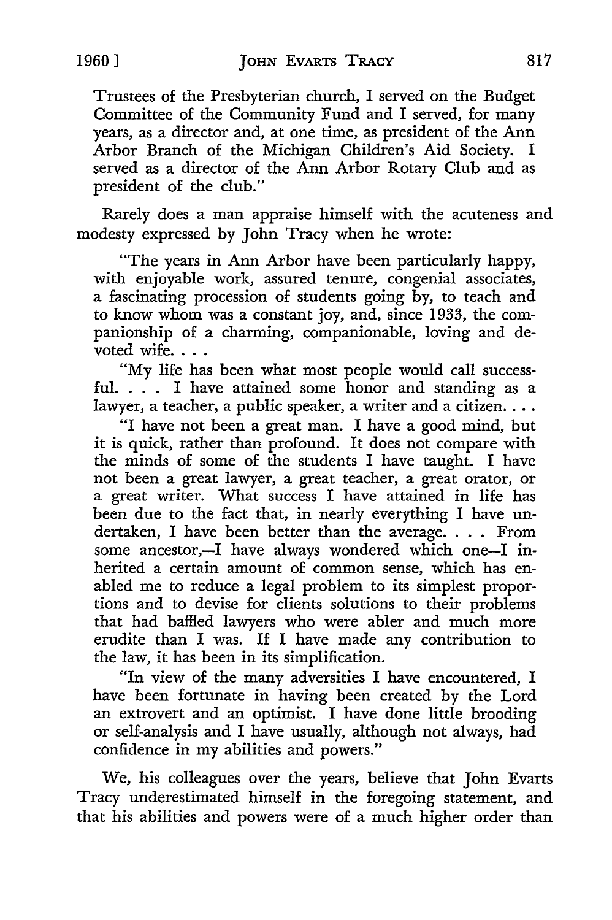Trustees of the Presbyterian church, I served on the Budget Committee of the Community Fund and I served, for many years, as a director and, at one time, as president of the Ann Arbor Branch of the Michigan Children's Aid Society. I served as a director of the Ann Arbor Rotary Club and as president of the club."

Rarely does a man appraise himself with the acuteness and modesty expressed by John Tracy when he wrote:

> "The years in Ann Arbor have been particularly happy, with enjoyable work, assured tenure, congenial associates, a fascinating procession of students going by, to teach and to know whom was a constant joy, and, since 1933, the companionship of a charming, companionable, loving and devoted wife. . . .
>
> "My life has been what most people would call successful. . . . I have attained some honor and standing as a lawyer, a teacher, a public speaker, a writer and a citizen. . . .
>
> "I have not been a great man. I have a good mind, but it is quick, rather than profound. It does not compare with the minds of some of the students I have taught. I have not been a great lawyer, a great teacher, a great orator, or a great writer. What success I have attained in life has been due to the fact that, in nearly everything I have undertaken, I have been better than the average. . . . From some ancestor,—I have always wondered which one—I inherited a certain amount of common sense, which has enabled me to reduce a legal problem to its simplest proportions and to devise for clients solutions to their problems that had baffled lawyers who were abler and much more erudite than I was. If I have made any contribution to the law, it has been in its simplification.
>
> "In view of the many adversities I have encountered, I have been fortunate in having been created by the Lord an extrovert and an optimist. I have done little brooding or self-analysis and I have usually, although not always, had confidence in my abilities and powers."

We, his colleagues over the years, believe that John Evarts Tracy underestimated himself in the foregoing statement, and that his abilities and powers were of a much higher order than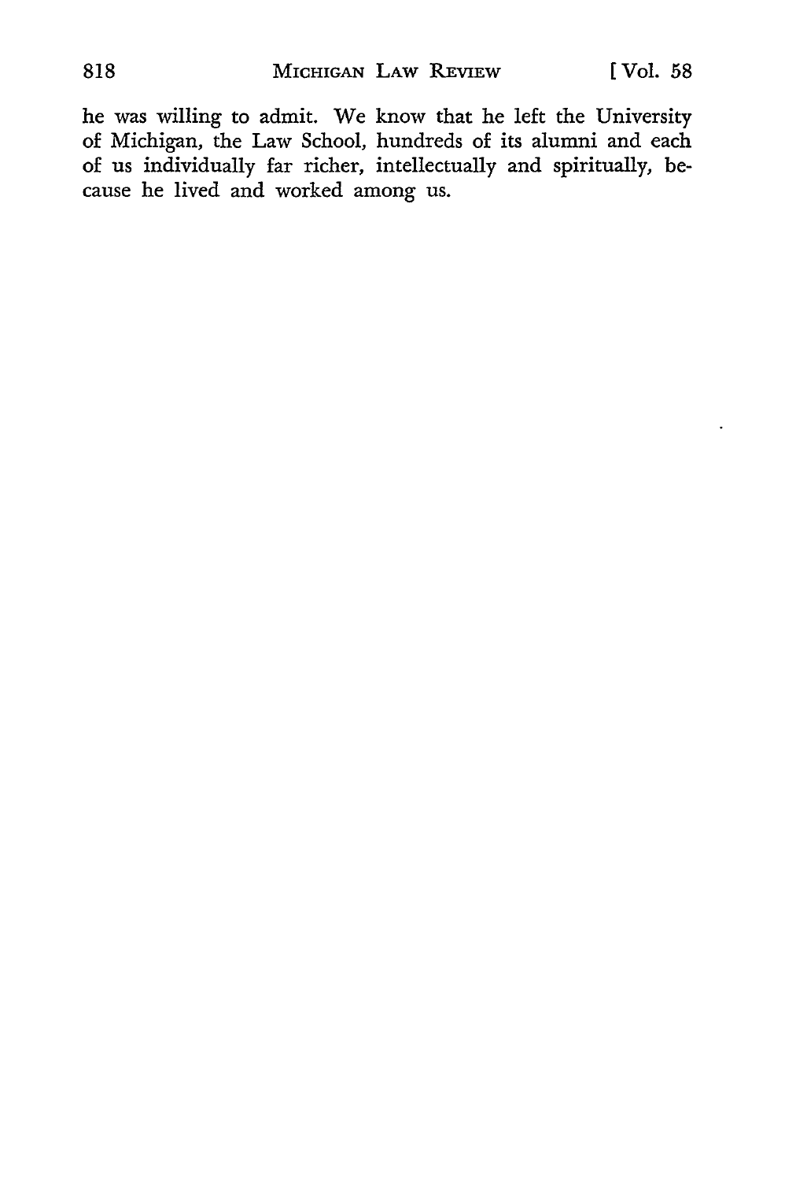he was willing to admit. We know that he left the University of Michigan, the Law School, hundreds of its alumni and each of us individually far richer, intellectually and spiritually, because he lived and worked among us.